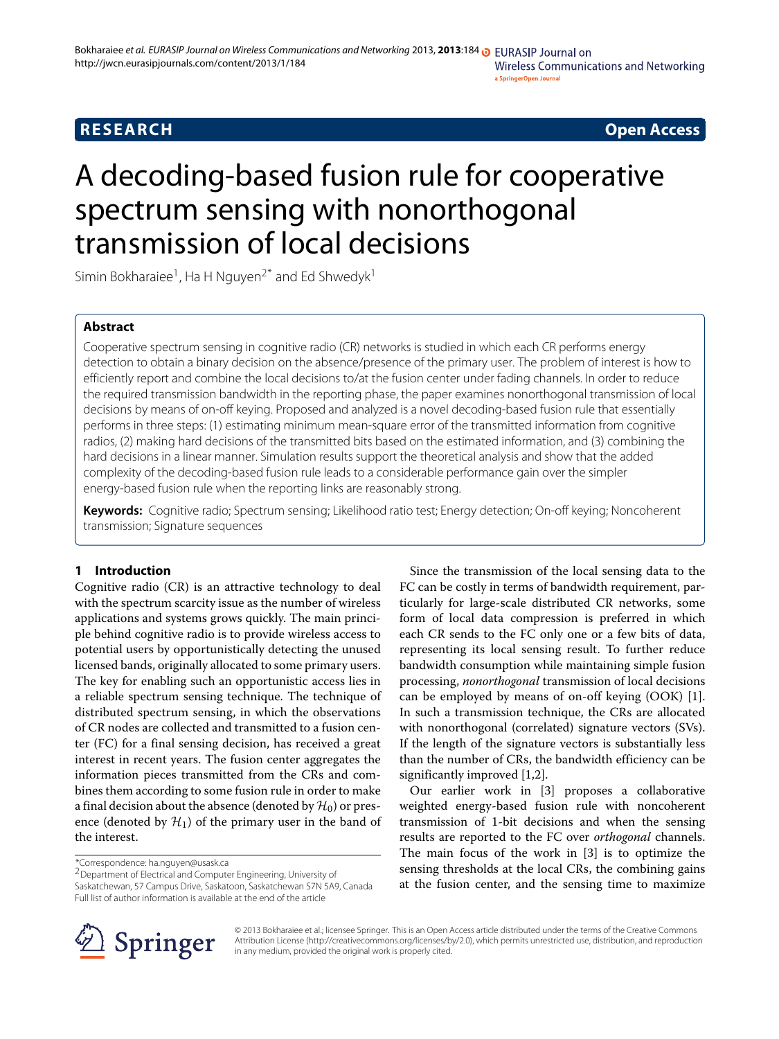**RESEARCH** **Open Access**

# A decoding-based fusion rule for cooperative spectrum sensing with nonorthogonal transmission of local decisions

Simin Bokharaiee[1], Ha H Nguyen[2*] and Ed Shwedyk[1]

## Abstract

Cooperative spectrum sensing in cognitive radio (CR) networks is studied in which each CR performs energy detection to obtain a binary decision on the absence/presence of the primary user. The problem of interest is how to efficiently report and combine the local decisions to/at the fusion center under fading channels. In order to reduce the required transmission bandwidth in the reporting phase, the paper examines nonorthogonal transmission of local decisions by means of on-off keying. Proposed and analyzed is a novel decoding-based fusion rule that essentially performs in three steps: (1) estimating minimum mean-square error of the transmitted information from cognitive radios, (2) making hard decisions of the transmitted bits based on the estimated information, and (3) combining the hard decisions in a linear manner. Simulation results support the theoretical analysis and show that the added complexity of the decoding-based fusion rule leads to a considerable performance gain over the simpler energy-based fusion rule when the reporting links are reasonably strong.

**Keywords:** Cognitive radio; Spectrum sensing; Likelihood ratio test; Energy detection; On-off keying; Noncoherent transmission; Signature sequences

## 1 Introduction

Cognitive radio (CR) is an attractive technology to deal with the spectrum scarcity issue as the number of wireless applications and systems grows quickly. The main principle behind cognitive radio is to provide wireless access to potential users by opportunistically detecting the unused licensed bands, originally allocated to some primary users. The key for enabling such an opportunistic access lies in a reliable spectrum sensing technique. The technique of distributed spectrum sensing, in which the observations of CR nodes are collected and transmitted to a fusion center (FC) for a final sensing decision, has received a great interest in recent years. The fusion center aggregates the information pieces transmitted from the CRs and combines them according to some fusion rule in order to make a final decision about the absence (denoted by $\mathcal{H}_0$) or presence (denoted by $\mathcal{H}_1$) of the primary user in the band of the interest.

Since the transmission of the local sensing data to the FC can be costly in terms of bandwidth requirement, particularly for large-scale distributed CR networks, some form of local data compression is preferred in which each CR sends to the FC only one or a few bits of data, representing its local sensing result. To further reduce bandwidth consumption while maintaining simple fusion processing, *nonorthogonal* transmission of local decisions can be employed by means of on-off keying (OOK) [1]. In such a transmission technique, the CRs are allocated with nonorthogonal (correlated) signature vectors (SVs). If the length of the signature vectors is substantially less than the number of CRs, the bandwidth efficiency can be significantly improved [1,2].

Our earlier work in [3] proposes a collaborative weighted energy-based fusion rule with noncoherent transmission of 1-bit decisions and when the sensing results are reported to the FC over *orthogonal* channels. The main focus of the work in [3] is to optimize the sensing thresholds at the local CRs, the combining gains at the fusion center, and the sensing time to maximize

*Correspondence: ha.nguyen@usask.ca
[2]Department of Electrical and Computer Engineering, University of Saskatchewan, 57 Campus Drive, Saskatoon, Saskatchewan S7N 5A9, Canada
Full list of author information is available at the end of the article

© 2013 Bokharaiee et al.; licensee Springer. This is an Open Access article distributed under the terms of the Creative Commons Attribution License (http://creativecommons.org/licenses/by/2.0), which permits unrestricted use, distribution, and reproduction in any medium, provided the original work is properly cited.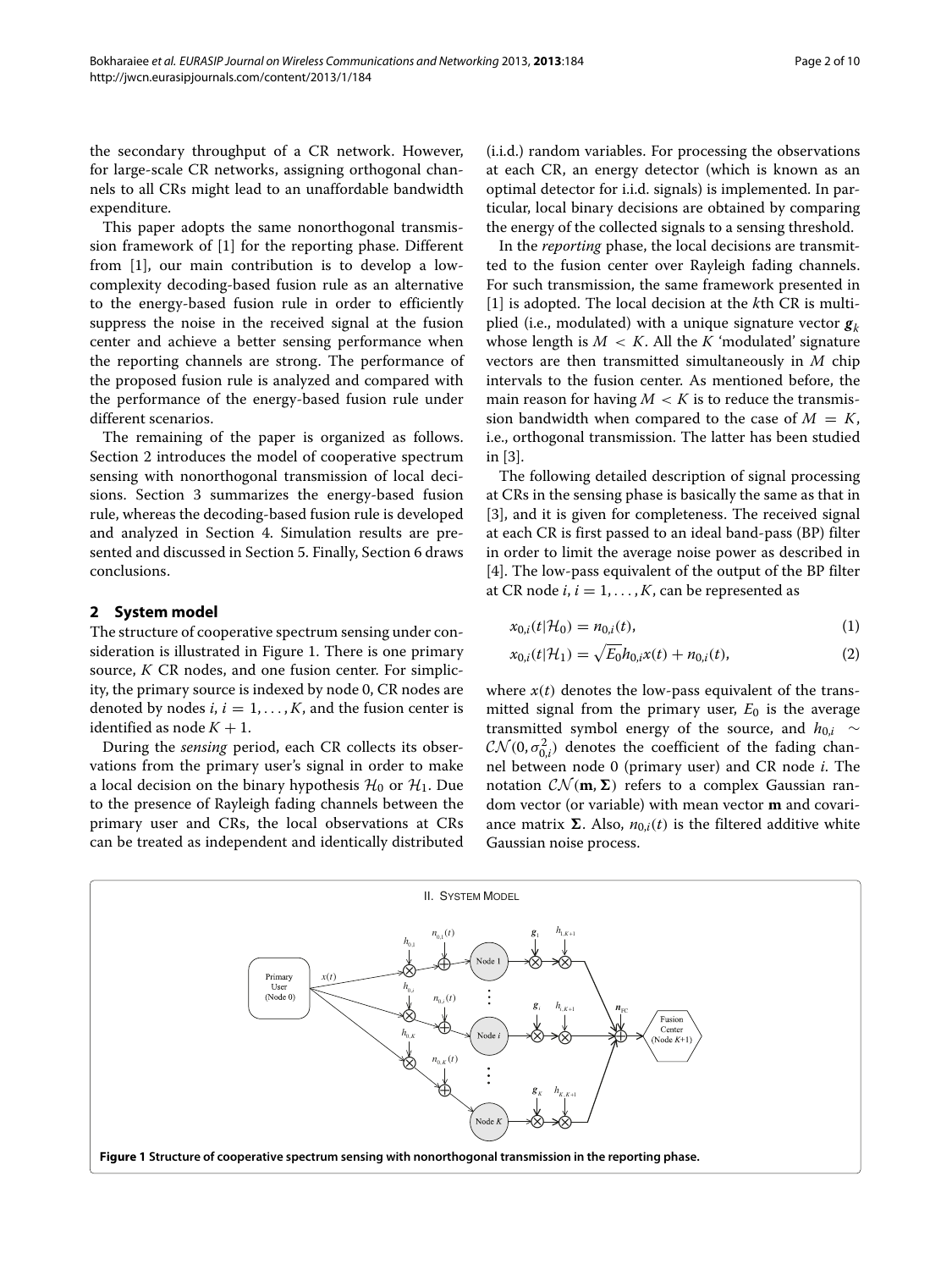the secondary throughput of a CR network. However, for large-scale CR networks, assigning orthogonal channels to all CRs might lead to an unaffordable bandwidth expenditure.

This paper adopts the same nonorthogonal transmission framework of [1] for the reporting phase. Different from [1], our main contribution is to develop a low-complexity decoding-based fusion rule as an alternative to the energy-based fusion rule in order to efficiently suppress the noise in the received signal at the fusion center and achieve a better sensing performance when the reporting channels are strong. The performance of the proposed fusion rule is analyzed and compared with the performance of the energy-based fusion rule under different scenarios.

The remaining of the paper is organized as follows. Section 2 introduces the model of cooperative spectrum sensing with nonorthogonal transmission of local decisions. Section 3 summarizes the energy-based fusion rule, whereas the decoding-based fusion rule is developed and analyzed in Section 4. Simulation results are presented and discussed in Section 5. Finally, Section 6 draws conclusions.

## 2 System model

The structure of cooperative spectrum sensing under consideration is illustrated in Figure 1. There is one primary source, $K$ CR nodes, and one fusion center. For simplicity, the primary source is indexed by node 0, CR nodes are denoted by nodes $i$, $i = 1, \ldots, K$, and the fusion center is identified as node $K + 1$.

During the *sensing* period, each CR collects its observations from the primary user's signal in order to make a local decision on the binary hypothesis $\mathcal{H}_0$ or $\mathcal{H}_1$. Due to the presence of Rayleigh fading channels between the primary user and CRs, the local observations at CRs can be treated as independent and identically distributed (i.i.d.) random variables. For processing the observations at each CR, an energy detector (which is known as an optimal detector for i.i.d. signals) is implemented. In particular, local binary decisions are obtained by comparing the energy of the collected signals to a sensing threshold.

In the *reporting* phase, the local decisions are transmitted to the fusion center over Rayleigh fading channels. For such transmission, the same framework presented in [1] is adopted. The local decision at the $k$th CR is multiplied (i.e., modulated) with a unique signature vector $\boldsymbol{g}_k$ whose length is $M < K$. All the $K$ 'modulated' signature vectors are then transmitted simultaneously in $M$ chip intervals to the fusion center. As mentioned before, the main reason for having $M < K$ is to reduce the transmission bandwidth when compared to the case of $M = K$, i.e., orthogonal transmission. The latter has been studied in [3].

The following detailed description of signal processing at CRs in the sensing phase is basically the same as that in [3], and it is given for completeness. The received signal at each CR is first passed to an ideal band-pass (BP) filter in order to limit the average noise power as described in [4]. The low-pass equivalent of the output of the BP filter at CR node $i$, $i = 1, \ldots, K$, can be represented as

$$x_{0,i}(t|\mathcal{H}_0) = n_{0,i}(t), \tag{1}$$

$$x_{0,i}(t|\mathcal{H}_1) = \sqrt{E_0}h_{0,i}x(t) + n_{0,i}(t), \tag{2}$$

where $x(t)$ denotes the low-pass equivalent of the transmitted signal from the primary user, $E_0$ is the average transmitted symbol energy of the source, and $h_{0,i} \sim \mathcal{CN}(0, \sigma_{0,i}^2)$ denotes the coefficient of the fading channel between node 0 (primary user) and CR node $i$. The notation $\mathcal{CN}(\mathbf{m}, \boldsymbol{\Sigma})$ refers to a complex Gaussian random vector (or variable) with mean vector $\mathbf{m}$ and covariance matrix $\boldsymbol{\Sigma}$. Also, $n_{0,i}(t)$ is the filtered additive white Gaussian noise process.

**Figure 1 Structure of cooperative spectrum sensing with nonorthogonal transmission in the reporting phase.**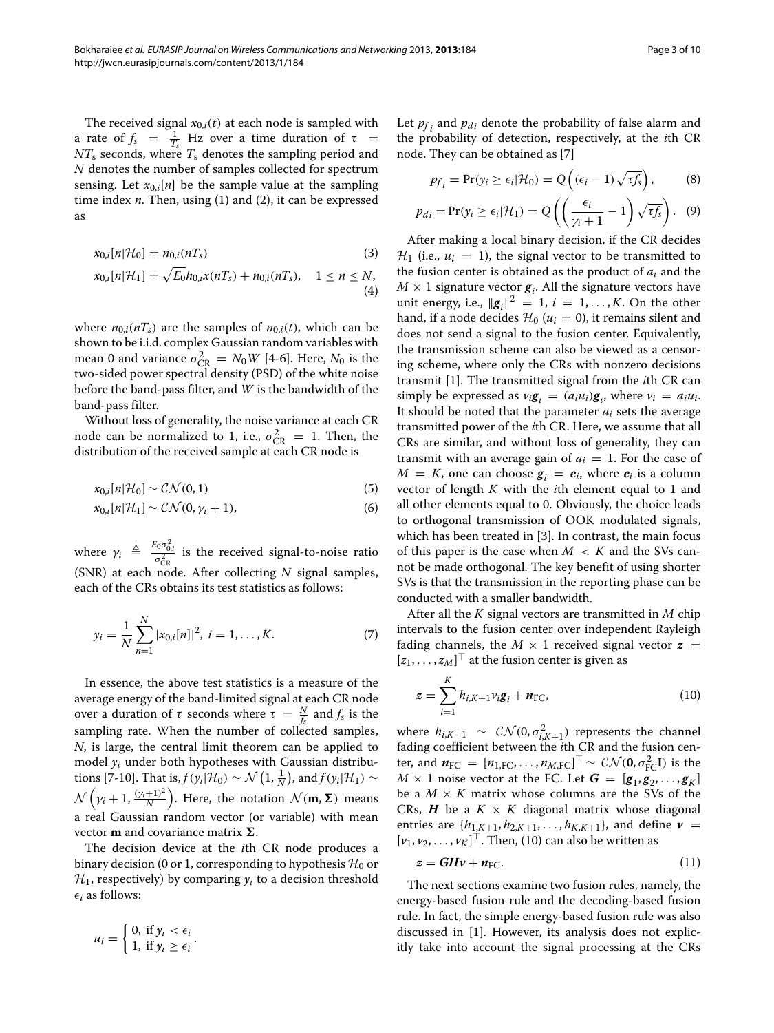The received signal $x_{0,i}(t)$ at each node is sampled with a rate of $f_s = \frac{1}{T_s}$ Hz over a time duration of $\tau = NT_s$ seconds, where $T_s$ denotes the sampling period and $N$ denotes the number of samples collected for spectrum sensing. Let $x_{0,i}[n]$ be the sample value at the sampling time index $n$. Then, using (1) and (2), it can be expressed as

$$x_{0,i}[n|\mathcal{H}_0] = n_{0,i}(nT_s) \tag{3}$$

$$x_{0,i}[n|\mathcal{H}_1] = \sqrt{E_0}h_{0,i}x(nT_s) + n_{0,i}(nT_s), \quad 1 \leq n \leq N, \tag{4}$$

where $n_{0,i}(nT_s)$ are the samples of $n_{0,i}(t)$, which can be shown to be i.i.d. complex Gaussian random variables with mean 0 and variance $\sigma^2_{\text{CR}} = N_0 W$ [4-6]. Here, $N_0$ is the two-sided power spectral density (PSD) of the white noise before the band-pass filter, and $W$ is the bandwidth of the band-pass filter.

Without loss of generality, the noise variance at each CR node can be normalized to 1, i.e., $\sigma^2_{\text{CR}} = 1$. Then, the distribution of the received sample at each CR node is

$$x_{0,i}[n|\mathcal{H}_0] \sim \mathcal{CN}(0, 1) \tag{5}$$

$$x_{0,i}[n|\mathcal{H}_1] \sim \mathcal{CN}(0, \gamma_i + 1), \tag{6}$$

where $\gamma_i \triangleq \frac{E_0 \sigma^2_{0,i}}{\sigma^2_{\text{CR}}}$ is the received signal-to-noise ratio (SNR) at each node. After collecting $N$ signal samples, each of the CRs obtains its test statistics as follows:

$$y_i = \frac{1}{N}\sum_{n=1}^{N} |x_{0,i}[n]|^2, \; i = 1, \ldots, K. \tag{7}$$

In essence, the above test statistics is a measure of the average energy of the band-limited signal at each CR node over a duration of $\tau$ seconds where $\tau = \frac{N}{f_s}$ and $f_s$ is the sampling rate. When the number of collected samples, $N$, is large, the central limit theorem can be applied to model $y_i$ under both hypotheses with Gaussian distributions [7-10]. That is, $f(y_i|\mathcal{H}_0) \sim \mathcal{N}\left(1, \frac{1}{N}\right)$, and $f(y_i|\mathcal{H}_1) \sim \mathcal{N}\left(\gamma_i + 1, \frac{(\gamma_i+1)^2}{N}\right)$. Here, the notation $\mathcal{N}(\mathbf{m}, \mathbf{\Sigma})$ means a real Gaussian random vector (or variable) with mean vector $\mathbf{m}$ and covariance matrix $\mathbf{\Sigma}$.

The decision device at the $i$th CR node produces a binary decision (0 or 1, corresponding to hypothesis $\mathcal{H}_0$ or $\mathcal{H}_1$, respectively) by comparing $y_i$ to a decision threshold $\epsilon_i$ as follows:

$$u_i = \begin{cases} 0, & \text{if } y_i < \epsilon_i \\ 1, & \text{if } y_i \geq \epsilon_i \end{cases}.$$

Let $p_{f\,i}$ and $p_{d\,i}$ denote the probability of false alarm and the probability of detection, respectively, at the $i$th CR node. They can be obtained as [7]

$$p_{f\,i} = \Pr(y_i \geq \epsilon_i|\mathcal{H}_0) = Q\left((\epsilon_i - 1)\sqrt{\tau f_s}\right), \tag{8}$$

$$p_{d\,i} = \Pr(y_i \geq \epsilon_i|\mathcal{H}_1) = Q\left(\left(\frac{\epsilon_i}{\gamma_i + 1} - 1\right)\sqrt{\tau f_s}\right). \tag{9}$$

After making a local binary decision, if the CR decides $\mathcal{H}_1$ (i.e., $u_i = 1$), the signal vector to be transmitted to the fusion center is obtained as the product of $a_i$ and the $M \times 1$ signature vector $\boldsymbol{g}_i$. All the signature vectors have unit energy, i.e., $\|\boldsymbol{g}_i\|^2 = 1$, $i = 1, \ldots, K$. On the other hand, if a node decides $\mathcal{H}_0$ ($u_i = 0$), it remains silent and does not send a signal to the fusion center. Equivalently, the transmission scheme can also be viewed as a censoring scheme, where only the CRs with nonzero decisions transmit [1]. The transmitted signal from the $i$th CR can simply be expressed as $v_i \boldsymbol{g}_i = (a_i u_i)\boldsymbol{g}_i$, where $v_i = a_i u_i$. It should be noted that the parameter $a_i$ sets the average transmitted power of the $i$th CR. Here, we assume that all CRs are similar, and without loss of generality, they can transmit with an average gain of $a_i = 1$. For the case of $M = K$, one can choose $\boldsymbol{g}_i = \boldsymbol{e}_i$, where $\boldsymbol{e}_i$ is a column vector of length $K$ with the $i$th element equal to 1 and all other elements equal to 0. Obviously, the choice leads to orthogonal transmission of OOK modulated signals, which has been treated in [3]. In contrast, the main focus of this paper is the case when $M < K$ and the SVs cannot be made orthogonal. The key benefit of using shorter SVs is that the transmission in the reporting phase can be conducted with a smaller bandwidth.

After all the $K$ signal vectors are transmitted in $M$ chip intervals to the fusion center over independent Rayleigh fading channels, the $M \times 1$ received signal vector $\boldsymbol{z} = [z_1, \ldots, z_M]^\top$ at the fusion center is given as

$$\boldsymbol{z} = \sum_{i=1}^{K} h_{i,K+1} v_i \boldsymbol{g}_i + \boldsymbol{n}_{\text{FC}}, \tag{10}$$

where $h_{i,K+1} \sim \mathcal{CN}(0, \sigma^2_{i,K+1})$ represents the channel fading coefficient between the $i$th CR and the fusion center, and $\boldsymbol{n}_{\text{FC}} = [n_{1,\text{FC}}, \ldots, n_{M,\text{FC}}]^\top \sim \mathcal{CN}(\mathbf{0}, \sigma^2_{\text{FC}}\mathbf{I})$ is the $M \times 1$ noise vector at the FC. Let $\boldsymbol{G} = [\boldsymbol{g}_1, \boldsymbol{g}_2, \ldots, \boldsymbol{g}_K]$ be a $M \times K$ matrix whose columns are the SVs of the CRs, $\boldsymbol{H}$ be a $K \times K$ diagonal matrix whose diagonal entries are $\{h_{1,K+1}, h_{2,K+1}, \ldots, h_{K,K+1}\}$, and define $\boldsymbol{v} = [v_1, v_2, \ldots, v_K]^\top$. Then, (10) can also be written as

$$\boldsymbol{z} = \boldsymbol{G}\boldsymbol{H}\boldsymbol{v} + \boldsymbol{n}_{\text{FC}}. \tag{11}$$

The next sections examine two fusion rules, namely, the energy-based fusion rule and the decoding-based fusion rule. In fact, the simple energy-based fusion rule was also discussed in [1]. However, its analysis does not explicitly take into account the signal processing at the CRs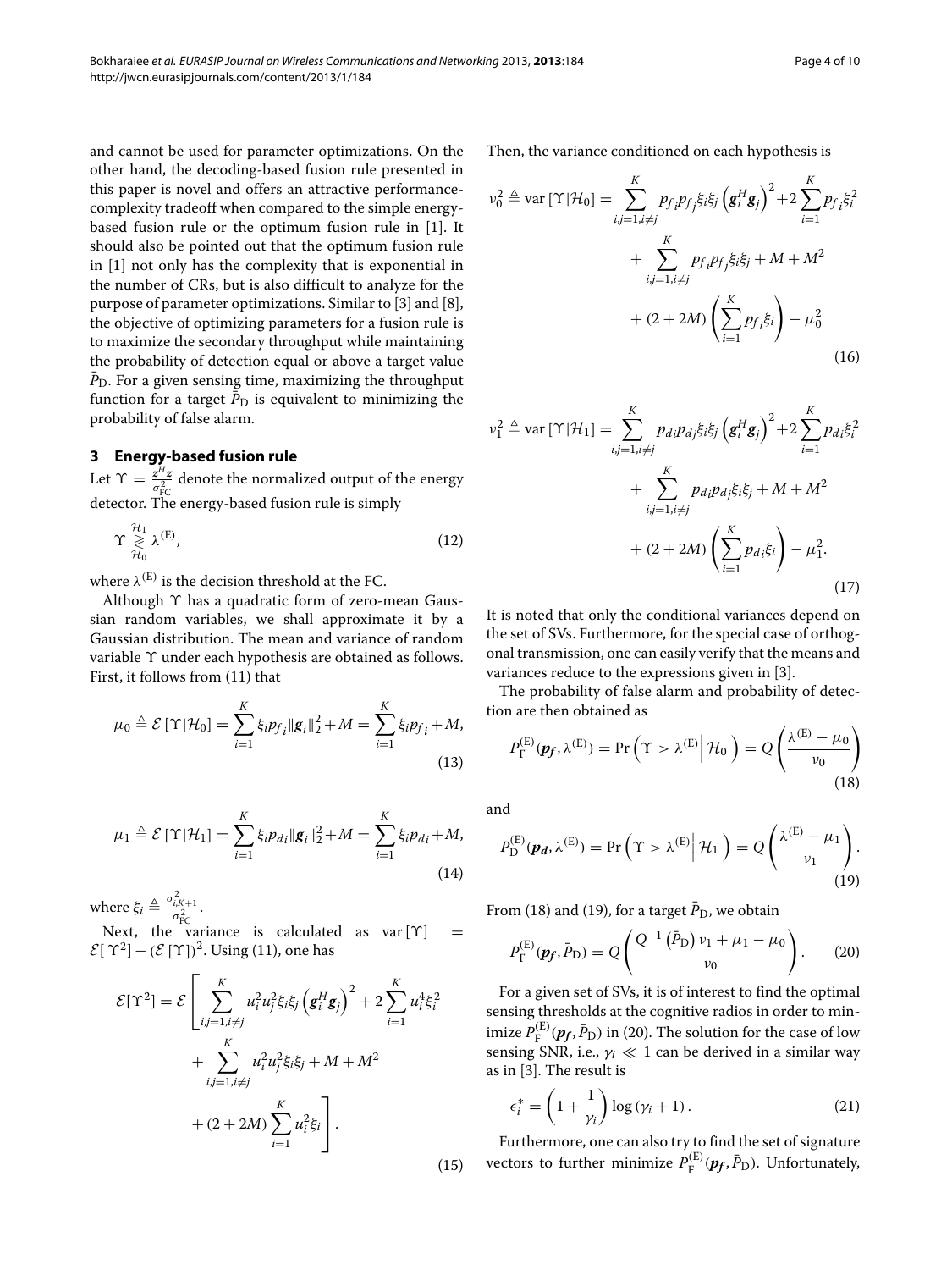and cannot be used for parameter optimizations. On the other hand, the decoding-based fusion rule presented in this paper is novel and offers an attractive performance-complexity tradeoff when compared to the simple energy-based fusion rule or the optimum fusion rule in [1]. It should also be pointed out that the optimum fusion rule in [1] not only has the complexity that is exponential in the number of CRs, but is also difficult to analyze for the purpose of parameter optimizations. Similar to [3] and [8], the objective of optimizing parameters for a fusion rule is to maximize the secondary throughput while maintaining the probability of detection equal or above a target value $\bar{P}_{\mathrm{D}}$. For a given sensing time, maximizing the throughput function for a target $\bar{P}_{\mathrm{D}}$ is equivalent to minimizing the probability of false alarm.

## 3 Energy-based fusion rule

Let $\Upsilon = \frac{\boldsymbol{z}^H \boldsymbol{z}}{\sigma_{\mathrm{FC}}^2}$ denote the normalized output of the energy detector. The energy-based fusion rule is simply

$$\Upsilon \underset{\mathcal{H}_0}{\overset{\mathcal{H}_1}{\gtrless}} \lambda^{(\mathrm{E})}, \tag{12}$$

where $\lambda^{(\mathrm{E})}$ is the decision threshold at the FC.

Although $\Upsilon$ has a quadratic form of zero-mean Gaussian random variables, we shall approximate it by a Gaussian distribution. The mean and variance of random variable $\Upsilon$ under each hypothesis are obtained as follows. First, it follows from (11) that

$$\mu_0 \triangleq \mathcal{E}\left[\Upsilon|\mathcal{H}_0\right] = \sum_{i=1}^{K} \xi_i p_{f_i} \|\boldsymbol{g}_i\|_2^2 + M = \sum_{i=1}^{K} \xi_i p_{f_i} + M, \tag{13}$$

$$\mu_1 \triangleq \mathcal{E}\left[\Upsilon|\mathcal{H}_1\right] = \sum_{i=1}^{K} \xi_i p_{d_i} \|\boldsymbol{g}_i\|_2^2 + M = \sum_{i=1}^{K} \xi_i p_{d_i} + M, \tag{14}$$

where $\xi_i \triangleq \frac{\sigma_{i,K+1}^2}{\sigma_{\mathrm{FC}}^2}$.

Next, the variance is calculated as $\mathrm{var}\left[\Upsilon\right] = \mathcal{E}[\Upsilon^2] - \left(\mathcal{E}\left[\Upsilon\right]\right)^2$. Using (11), one has

$$\begin{aligned}\mathcal{E}[\Upsilon^2] = \mathcal{E}\Bigg[ & \sum_{i,j=1, i\neq j}^{K} u_i^2 u_j^2 \xi_i \xi_j \left(\boldsymbol{g}_i^H \boldsymbol{g}_j\right)^2 + 2\sum_{i=1}^{K} u_i^4 \xi_i^2 \\ & + \sum_{i,j=1, i\neq j}^{K} u_i^2 u_j^2 \xi_i \xi_j + M + M^2 \\ & + (2+2M)\sum_{i=1}^{K} u_i^2 \xi_i \Bigg].\end{aligned} \tag{15}$$

Then, the variance conditioned on each hypothesis is

$$\begin{aligned}\nu_0^2 \triangleq \mathrm{var}\left[\Upsilon|\mathcal{H}_0\right] = & \sum_{i,j=1, i\neq j}^{K} p_{f_i} p_{f_j} \xi_i \xi_j \left(\boldsymbol{g}_i^H \boldsymbol{g}_j\right)^2 + 2\sum_{i=1}^{K} p_{f_i} \xi_i^2 \\ & + \sum_{i,j=1, i\neq j}^{K} p_{f_i} p_{f_j} \xi_i \xi_j + M + M^2 \\ & + (2+2M)\left(\sum_{i=1}^{K} p_{f_i} \xi_i\right) - \mu_0^2\end{aligned} \tag{16}$$

$$\begin{aligned}\nu_1^2 \triangleq \mathrm{var}\left[\Upsilon|\mathcal{H}_1\right] = & \sum_{i,j=1, i\neq j}^{K} p_{d_i} p_{d_j} \xi_i \xi_j \left(\boldsymbol{g}_i^H \boldsymbol{g}_j\right)^2 + 2\sum_{i=1}^{K} p_{d_i} \xi_i^2 \\ & + \sum_{i,j=1, i\neq j}^{K} p_{d_i} p_{d_j} \xi_i \xi_j + M + M^2 \\ & + (2+2M)\left(\sum_{i=1}^{K} p_{d_i} \xi_i\right) - \mu_1^2.\end{aligned} \tag{17}$$

It is noted that only the conditional variances depend on the set of SVs. Furthermore, for the special case of orthogonal transmission, one can easily verify that the means and variances reduce to the expressions given in [3].

The probability of false alarm and probability of detection are then obtained as

$$P_{\mathrm{F}}^{(\mathrm{E})}(\boldsymbol{p_f}, \lambda^{(\mathrm{E})}) = \Pr\left(\Upsilon > \lambda^{(\mathrm{E})} \,\Big|\, \mathcal{H}_0\right) = Q\left(\frac{\lambda^{(\mathrm{E})} - \mu_0}{\nu_0}\right) \tag{18}$$

and

$$P_{\mathrm{D}}^{(\mathrm{E})}(\boldsymbol{p_d}, \lambda^{(\mathrm{E})}) = \Pr\left(\Upsilon > \lambda^{(\mathrm{E})} \,\Big|\, \mathcal{H}_1\right) = Q\left(\frac{\lambda^{(\mathrm{E})} - \mu_1}{\nu_1}\right). \tag{19}$$

From (18) and (19), for a target $\bar{P}_{\mathrm{D}}$, we obtain

$$P_{\mathrm{F}}^{(\mathrm{E})}(\boldsymbol{p_f}, \bar{P}_{\mathrm{D}}) = Q\left(\frac{Q^{-1}\left(\bar{P}_{\mathrm{D}}\right)\nu_1 + \mu_1 - \mu_0}{\nu_0}\right). \tag{20}$$

For a given set of SVs, it is of interest to find the optimal sensing thresholds at the cognitive radios in order to minimize $P_{\mathrm{F}}^{(\mathrm{E})}(\boldsymbol{p_f}, \bar{P}_{\mathrm{D}})$ in (20). The solution for the case of low sensing SNR, i.e., $\gamma_i \ll 1$ can be derived in a similar way as in [3]. The result is

$$\epsilon_i^* = \left(1 + \frac{1}{\gamma_i}\right)\log\left(\gamma_i + 1\right). \tag{21}$$

Furthermore, one can also try to find the set of signature vectors to further minimize $P_{\mathrm{F}}^{(\mathrm{E})}(\boldsymbol{p_f}, \bar{P}_{\mathrm{D}})$. Unfortunately,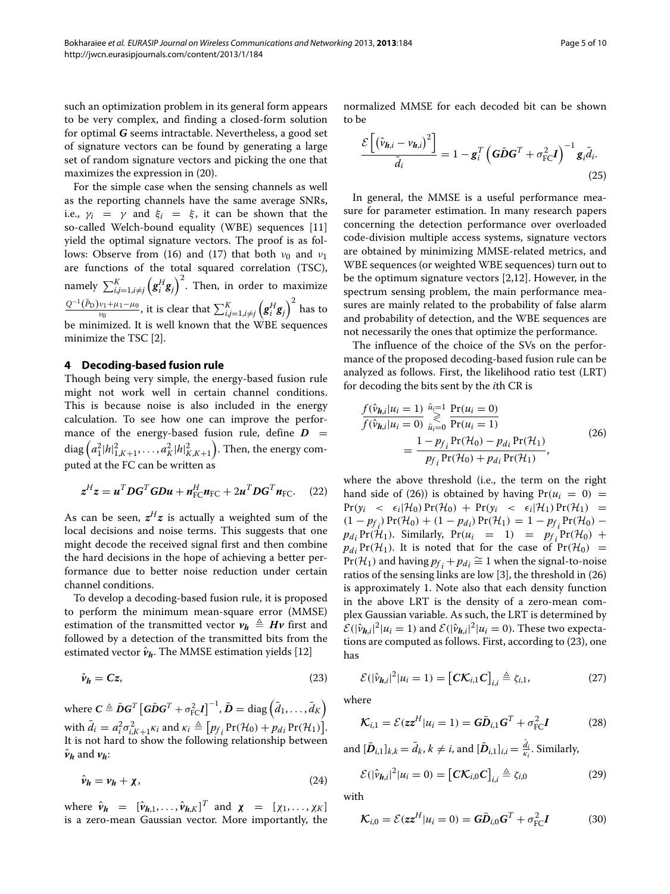such an optimization problem in its general form appears to be very complex, and finding a closed-form solution for optimal $\boldsymbol{G}$ seems intractable. Nevertheless, a good set of signature vectors can be found by generating a large set of random signature vectors and picking the one that maximizes the expression in (20).

For the simple case when the sensing channels as well as the reporting channels have the same average SNRs, i.e., $\gamma_i = \gamma$ and $\xi_i = \xi$, it can be shown that the so-called Welch-bound equality (WBE) sequences [11] yield the optimal signature vectors. The proof is as follows: Observe from (16) and (17) that both $\nu_0$ and $\nu_1$ are functions of the total squared correlation (TSC), namely $\sum_{i,j=1,i\neq j}^{K}\left(\boldsymbol{g}_i^H\boldsymbol{g}_j\right)^2$. Then, in order to maximize $\frac{Q^{-1}(\bar{P}_\mathrm{D})\nu_1+\mu_1-\mu_0}{\nu_0}$, it is clear that $\sum_{i,j=1,i\neq j}^{K}\left(\boldsymbol{g}_i^H\boldsymbol{g}_j\right)^2$ has to be minimized. It is well known that the WBE sequences minimize the TSC [2].

## 4 Decoding-based fusion rule

Though being very simple, the energy-based fusion rule might not work well in certain channel conditions. This is because noise is also included in the energy calculation. To see how one can improve the performance of the energy-based fusion rule, define $\boldsymbol{D} = \mathrm{diag}\left(a_1^2|h|^2_{1,K+1},\ldots,a_K^2|h|^2_{K,K+1}\right)$. Then, the energy computed at the FC can be written as

$$\boldsymbol{z}^H\boldsymbol{z} = \boldsymbol{u}^T\boldsymbol{D}\boldsymbol{G}^T\boldsymbol{G}\boldsymbol{D}\boldsymbol{u} + \boldsymbol{n}_\mathrm{FC}^H\boldsymbol{n}_\mathrm{FC} + 2\boldsymbol{u}^T\boldsymbol{D}\boldsymbol{G}^T\boldsymbol{n}_\mathrm{FC}. \quad (22)$$

As can be seen, $\boldsymbol{z}^H\boldsymbol{z}$ is actually a weighted sum of the local decisions and noise terms. This suggests that one might decode the received signal first and then combine the hard decisions in the hope of achieving a better performance due to better noise reduction under certain channel conditions.

To develop a decoding-based fusion rule, it is proposed to perform the minimum mean-square error (MMSE) estimation of the transmitted vector $\boldsymbol{v_h} \triangleq \boldsymbol{H}\boldsymbol{v}$ first and followed by a detection of the transmitted bits from the estimated vector $\hat{\boldsymbol{v}}_{\boldsymbol{h}}$. The MMSE estimation yields [12]

$$\hat{\boldsymbol{v}}_{\boldsymbol{h}} = \boldsymbol{C}\boldsymbol{z}, \quad (23)$$

where $\boldsymbol{C} \triangleq \bar{\boldsymbol{D}}\boldsymbol{G}^T\left[\boldsymbol{G}\bar{\boldsymbol{D}}\boldsymbol{G}^T + \sigma_\mathrm{FC}^2\boldsymbol{I}\right]^{-1}$, $\bar{\boldsymbol{D}} = \mathrm{diag}\left(\bar{d}_1,\ldots,\bar{d}_K\right)$ with $\bar{d}_i = a_i^2\sigma^2_{i,K+1}\kappa_i$ and $\kappa_i \triangleq \left[p_{f_i}\Pr(\mathcal{H}_0) + p_{d_i}\Pr(\mathcal{H}_1)\right]$. It is not hard to show the following relationship between $\hat{\boldsymbol{v}}_{\boldsymbol{h}}$ and $\boldsymbol{v_h}$:

$$\hat{\boldsymbol{v}}_{\boldsymbol{h}} = \boldsymbol{v_h} + \boldsymbol{\chi}, \quad (24)$$

where $\hat{\boldsymbol{v}}_{\boldsymbol{h}} = [\hat{\boldsymbol{v}}_{\boldsymbol{h},1},\ldots,\hat{\boldsymbol{v}}_{\boldsymbol{h},K}]^T$ and $\boldsymbol{\chi} = [\chi_1,\ldots,\chi_K]$ is a zero-mean Gaussian vector. More importantly, the normalized MMSE for each decoded bit can be shown to be

$$\frac{\mathcal{E}\left[\left(\hat{v}_{\boldsymbol{h},i} - v_{\boldsymbol{h},i}\right)^2\right]}{\bar{d}_i} = 1 - \boldsymbol{g}_i^T\left(\boldsymbol{G}\bar{\boldsymbol{D}}\boldsymbol{G}^T + \sigma_\mathrm{FC}^2\boldsymbol{I}\right)^{-1}\boldsymbol{g}_i\bar{d}_i. \quad (25)$$

In general, the MMSE is a useful performance measure for parameter estimation. In many research papers concerning the detection performance over overloaded code-division multiple access systems, signature vectors are obtained by minimizing MMSE-related metrics, and WBE sequences (or weighted WBE sequences) turn out to be the optimum signature vectors [2,12]. However, in the spectrum sensing problem, the main performance measures are mainly related to the probability of false alarm and probability of detection, and the WBE sequences are not necessarily the ones that optimize the performance.

The influence of the choice of the SVs on the performance of the proposed decoding-based fusion rule can be analyzed as follows. First, the likelihood ratio test (LRT) for decoding the bits sent by the $i$th CR is

$$\frac{f(\hat{v}_{\boldsymbol{h},i}|u_i=1)}{f(\hat{v}_{\boldsymbol{h},i}|u_i=0)} \overset{\hat{u}_i=1}{\underset{\hat{u}_i=0}{\gtrless}} \frac{\Pr(u_i=0)}{\Pr(u_i=1)} = \frac{1-p_{f_i}\Pr(\mathcal{H}_0) - p_{d_i}\Pr(\mathcal{H}_1)}{p_{f_i}\Pr(\mathcal{H}_0) + p_{d_i}\Pr(\mathcal{H}_1)}, \quad (26)$$

where the above threshold (i.e., the term on the right hand side of (26)) is obtained by having $\Pr(u_i = 0) = \Pr(y_i < \epsilon_i|\mathcal{H}_0)\Pr(\mathcal{H}_0) + \Pr(y_i < \epsilon_i|\mathcal{H}_1)\Pr(\mathcal{H}_1) = (1-p_{f_i})\Pr(\mathcal{H}_0) + (1-p_{d_i})\Pr(\mathcal{H}_1) = 1 - p_{f_i}\Pr(\mathcal{H}_0) - p_{d_i}\Pr(\mathcal{H}_1)$. Similarly, $\Pr(u_i = 1) = p_{f_i}\Pr(\mathcal{H}_0) + p_{d_i}\Pr(\mathcal{H}_1)$. It is noted that for the case of $\Pr(\mathcal{H}_0) = \Pr(\mathcal{H}_1)$ and having $p_{f_i} + p_{d_i} \cong 1$ when the signal-to-noise ratios of the sensing links are low [3], the threshold in (26) is approximately 1. Note also that each density function in the above LRT is the density of a zero-mean complex Gaussian variable. As such, the LRT is determined by $\mathcal{E}(|\hat{v}_{\boldsymbol{h},i}|^2|u_i=1)$ and $\mathcal{E}(|\hat{v}_{\boldsymbol{h},i}|^2|u_i=0)$. These two expectations are computed as follows. First, according to (23), one has

$$\mathcal{E}(|\hat{v}_{\boldsymbol{h},i}|^2|u_i=1) = \left[\boldsymbol{C}\boldsymbol{\mathcal{K}}_{i,1}\boldsymbol{C}\right]_{i,i} \triangleq \zeta_{i,1}, \quad (27)$$

where

$$\boldsymbol{\mathcal{K}}_{i,1} = \mathcal{E}(\boldsymbol{z}\boldsymbol{z}^H|u_i=1) = \boldsymbol{G}\bar{\boldsymbol{D}}_{i,1}\boldsymbol{G}^T + \sigma_\mathrm{FC}^2\boldsymbol{I} \quad (28)$$

and $[\bar{\boldsymbol{D}}_{i,1}]_{k,k} = \bar{d}_k$, $k \neq i$, and $[\bar{\boldsymbol{D}}_{i,1}]_{i,i} = \frac{\bar{d}_i}{\kappa_i}$. Similarly,

$$\mathcal{E}(|\hat{v}_{\boldsymbol{h},i}|^2|u_i=0) = \left[\boldsymbol{C}\boldsymbol{\mathcal{K}}_{i,0}\boldsymbol{C}\right]_{i,i} \triangleq \zeta_{i,0} \quad (29)$$

with

$$\boldsymbol{\mathcal{K}}_{i,0} = \mathcal{E}(\boldsymbol{z}\boldsymbol{z}^H|u_i=0) = \boldsymbol{G}\bar{\boldsymbol{D}}_{i,0}\boldsymbol{G}^T + \sigma_\mathrm{FC}^2\boldsymbol{I} \quad (30)$$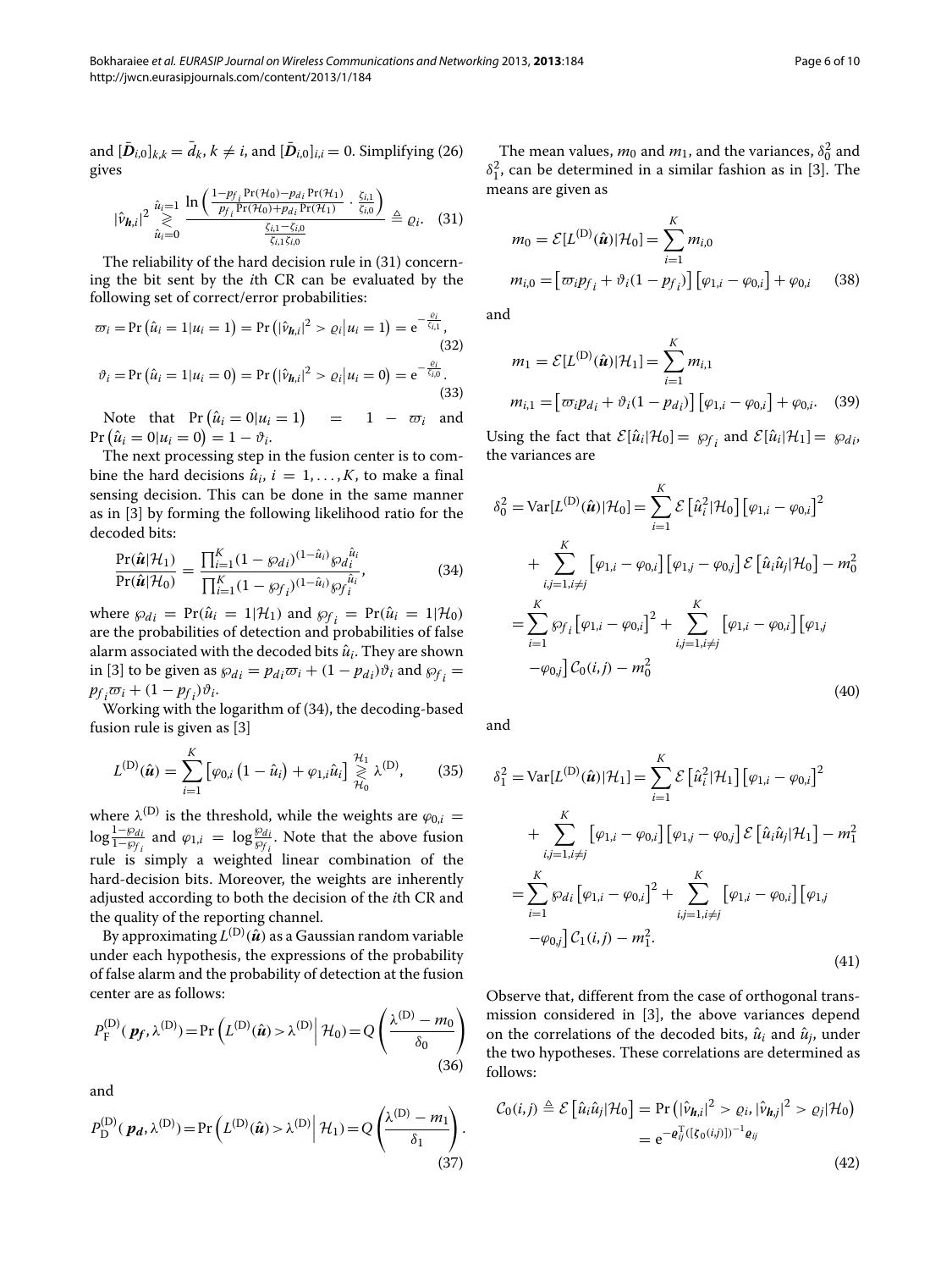and $[\bar{\boldsymbol{D}}_{i,0}]_{k,k} = \bar{d}_k$, $k \neq i$, and $[\bar{\boldsymbol{D}}_{i,0}]_{i,i} = 0$. Simplifying (26) gives

$$|\hat{\nu}_{\boldsymbol{h},i}|^2 \underset{\hat{u}_i=0}{\overset{\hat{u}_i=1}{\gtrless}} \frac{\ln\left(\frac{1-p_{f_i}\Pr(\mathcal{H}_0)-p_{d_i}\Pr(\mathcal{H}_1)}{p_{f_i}\Pr(\mathcal{H}_0)+p_{d_i}\Pr(\mathcal{H}_1)} \cdot \frac{\zeta_{i,1}}{\zeta_{i,0}}\right)}{\frac{\zeta_{i,1}-\zeta_{i,0}}{\zeta_{i,1}\zeta_{i,0}}} \triangleq \varrho_i. \quad (31)$$

The reliability of the hard decision rule in (31) concerning the bit sent by the $i$th CR can be evaluated by the following set of correct/error probabilities:

$$\varpi_i = \Pr\left(\hat{u}_i = 1 | u_i = 1\right) = \Pr\left(|\hat{\nu}_{\boldsymbol{h},i}|^2 > \varrho_i | u_i = 1\right) = \mathrm{e}^{-\frac{\varrho_i}{\zeta_{i,1}}}, \quad (32)$$

$$\vartheta_i = \Pr\left(\hat{u}_i = 1 | u_i = 0\right) = \Pr\left(|\hat{\nu}_{\boldsymbol{h},i}|^2 > \varrho_i | u_i = 0\right) = \mathrm{e}^{-\frac{\varrho_i}{\zeta_{i,0}}}. \quad (33)$$

Note that $\Pr\left(\hat{u}_i = 0 | u_i = 1\right) = 1 - \varpi_i$ and $\Pr\left(\hat{u}_i = 0 | u_i = 0\right) = 1 - \vartheta_i$.

The next processing step in the fusion center is to combine the hard decisions $\hat{u}_i$, $i = 1, \ldots, K$, to make a final sensing decision. This can be done in the same manner as in [3] by forming the following likelihood ratio for the decoded bits:

$$\frac{\Pr(\hat{\boldsymbol{u}}|\mathcal{H}_1)}{\Pr(\hat{\boldsymbol{u}}|\mathcal{H}_0)} = \frac{\prod_{i=1}^{K}(1-\wp_{d_i})^{(1-\hat{u}_i)}\wp_{d_i}^{\hat{u}_i}}{\prod_{i=1}^{K}(1-\wp_{f_i})^{(1-\hat{u}_i)}\wp_{f_i}^{\hat{u}_i}}, \quad (34)$$

where $\wp_{d_i} = \Pr(\hat{u}_i = 1|\mathcal{H}_1)$ and $\wp_{f_i} = \Pr(\hat{u}_i = 1|\mathcal{H}_0)$ are the probabilities of detection and probabilities of false alarm associated with the decoded bits $\hat{u}_i$. They are shown in [3] to be given as $\wp_{d_i} = p_{d_i}\varpi_i + (1-p_{d_i})\vartheta_i$ and $\wp_{f_i} = p_{f_i}\varpi_i + (1-p_{f_i})\vartheta_i$.

Working with the logarithm of (34), the decoding-based fusion rule is given as [3]

$$L^{(\mathrm{D})}(\hat{\boldsymbol{u}}) = \sum_{i=1}^{K}\left[\varphi_{0,i}\left(1-\hat{u}_i\right) + \varphi_{1,i}\hat{u}_i\right] \underset{\mathcal{H}_0}{\overset{\mathcal{H}_1}{\gtrless}} \lambda^{(\mathrm{D})}, \quad (35)$$

where $\lambda^{(\mathrm{D})}$ is the threshold, while the weights are $\varphi_{0,i} = \log\frac{1-\wp_{d_i}}{1-\wp_{f_i}}$ and $\varphi_{1,i} = \log\frac{\wp_{d_i}}{\wp_{f_i}}$. Note that the above fusion rule is simply a weighted linear combination of the hard-decision bits. Moreover, the weights are inherently adjusted according to both the decision of the $i$th CR and the quality of the reporting channel.

By approximating $L^{(\mathrm{D})}(\hat{\boldsymbol{u}})$ as a Gaussian random variable under each hypothesis, the expressions of the probability of false alarm and the probability of detection at the fusion center are as follows:

$$P_{\mathrm{F}}^{(\mathrm{D})}(\boldsymbol{p_f}, \lambda^{(\mathrm{D})}) = \Pr\left(L^{(\mathrm{D})}(\hat{\boldsymbol{u}}) > \lambda^{(\mathrm{D})} \middle| \mathcal{H}_0\right) = Q\left(\frac{\lambda^{(\mathrm{D})} - m_0}{\delta_0}\right) \quad (36)$$

and

$$P_{\mathrm{D}}^{(\mathrm{D})}(\boldsymbol{p_d}, \lambda^{(\mathrm{D})}) = \Pr\left(L^{(\mathrm{D})}(\hat{\boldsymbol{u}}) > \lambda^{(\mathrm{D})} \middle| \mathcal{H}_1\right) = Q\left(\frac{\lambda^{(\mathrm{D})} - m_1}{\delta_1}\right). \quad (37)$$

The mean values, $m_0$ and $m_1$, and the variances, $\delta_0^2$ and $\delta_1^2$, can be determined in a similar fashion as in [3]. The means are given as

$$m_0 = \mathcal{E}[L^{(\mathrm{D})}(\hat{\boldsymbol{u}})|\mathcal{H}_0] = \sum_{i=1}^{K} m_{i,0}$$
$$m_{i,0} = \left[\varpi_i p_{f_i} + \vartheta_i(1-p_{f_i})\right]\left[\varphi_{1,i} - \varphi_{0,i}\right] + \varphi_{0,i} \quad (38)$$

and

$$m_1 = \mathcal{E}[L^{(\mathrm{D})}(\hat{\boldsymbol{u}})|\mathcal{H}_1] = \sum_{i=1}^{K} m_{i,1}$$
$$m_{i,1} = \left[\varpi_i p_{d_i} + \vartheta_i(1-p_{d_i})\right]\left[\varphi_{1,i} - \varphi_{0,i}\right] + \varphi_{0,i}. \quad (39)$$

Using the fact that $\mathcal{E}[\hat{u}_i|\mathcal{H}_0] = \wp_{f_i}$ and $\mathcal{E}[\hat{u}_i|\mathcal{H}_1] = \wp_{d_i}$, the variances are

$$\begin{aligned}
\delta_0^2 &= \mathrm{Var}[L^{(\mathrm{D})}(\hat{\boldsymbol{u}})|\mathcal{H}_0] = \sum_{i=1}^{K}\mathcal{E}\left[\hat{u}_i^2|\mathcal{H}_0\right]\left[\varphi_{1,i} - \varphi_{0,i}\right]^2 \\
&\quad + \sum_{i,j=1, i\neq j}^{K}\left[\varphi_{1,i} - \varphi_{0,i}\right]\left[\varphi_{1,j} - \varphi_{0,j}\right]\mathcal{E}\left[\hat{u}_i\hat{u}_j|\mathcal{H}_0\right] - m_0^2 \\
&= \sum_{i=1}^{K}\wp_{f_i}\left[\varphi_{1,i} - \varphi_{0,i}\right]^2 + \sum_{i,j=1, i\neq j}^{K}\left[\varphi_{1,i} - \varphi_{0,i}\right]\left[\varphi_{1,j} - \varphi_{0,j}\right]\mathcal{C}_0(i,j) - m_0^2
\end{aligned} \quad (40)$$

and

$$\begin{aligned}
\delta_1^2 &= \mathrm{Var}[L^{(\mathrm{D})}(\hat{\boldsymbol{u}})|\mathcal{H}_1] = \sum_{i=1}^{K}\mathcal{E}\left[\hat{u}_i^2|\mathcal{H}_1\right]\left[\varphi_{1,i} - \varphi_{0,i}\right]^2 \\
&\quad + \sum_{i,j=1, i\neq j}^{K}\left[\varphi_{1,i} - \varphi_{0,i}\right]\left[\varphi_{1,j} - \varphi_{0,j}\right]\mathcal{E}\left[\hat{u}_i\hat{u}_j|\mathcal{H}_1\right] - m_1^2 \\
&= \sum_{i=1}^{K}\wp_{d_i}\left[\varphi_{1,i} - \varphi_{0,i}\right]^2 + \sum_{i,j=1, i\neq j}^{K}\left[\varphi_{1,i} - \varphi_{0,i}\right]\left[\varphi_{1,j} - \varphi_{0,j}\right]\mathcal{C}_1(i,j) - m_1^2.
\end{aligned} \quad (41)$$

Observe that, different from the case of orthogonal transmission considered in [3], the above variances depend on the correlations of the decoded bits, $\hat{u}_i$ and $\hat{u}_j$, under the two hypotheses. These correlations are determined as follows:

$$\begin{aligned}
\mathcal{C}_0(i,j) &\triangleq \mathcal{E}\left[\hat{u}_i\hat{u}_j|\mathcal{H}_0\right] = \Pr\left(|\hat{\nu}_{\boldsymbol{h},i}|^2 > \varrho_i, |\hat{\nu}_{\boldsymbol{h},j}|^2 > \varrho_j|\mathcal{H}_0\right) \\
&= \mathrm{e}^{-\boldsymbol{\varrho}_{ij}^{\mathrm{T}}([\boldsymbol{\zeta}_0(i,j)])^{-1}\boldsymbol{\varrho}_{ij}}
\end{aligned} \quad (42)$$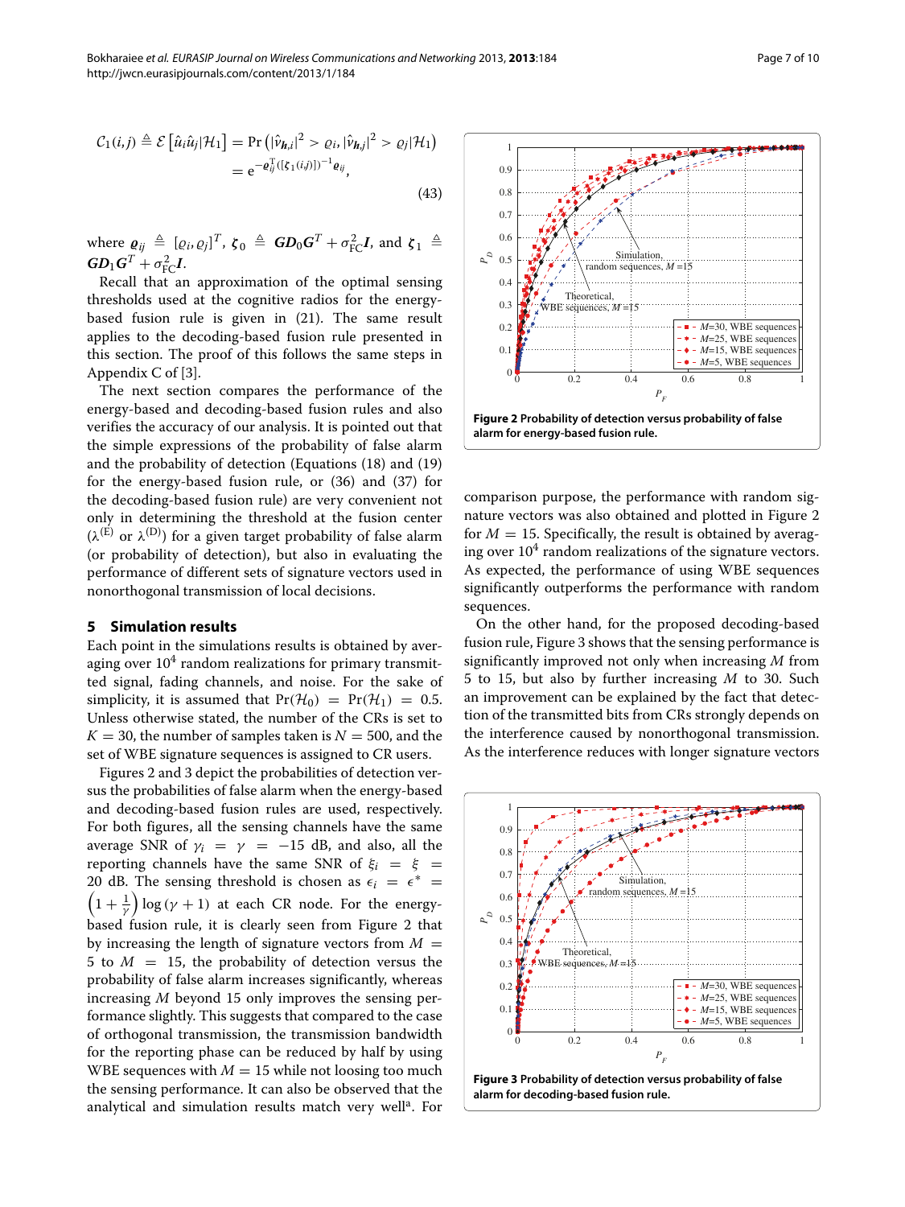$$\mathcal{C}_1(i,j) \triangleq \mathcal{E}\left[\hat{u}_i\hat{u}_j|\mathcal{H}_1\right] = \Pr\left(|\hat{\nu}_{\boldsymbol{h},i}|^2 > \varrho_i, |\hat{\nu}_{\boldsymbol{h},j}|^2 > \varrho_j|\mathcal{H}_1\right) = \mathrm{e}^{-\boldsymbol{\varrho}_{ij}^T([\boldsymbol{\zeta}_1(i,j)])^{-1}\boldsymbol{\varrho}_{ij}}, \tag{43}$$

where $\boldsymbol{\varrho}_{ij} \triangleq [\varrho_i, \varrho_j]^T$, $\boldsymbol{\zeta}_0 \triangleq \boldsymbol{G}\boldsymbol{D}_0\boldsymbol{G}^T + \sigma_{\mathrm{FC}}^2\boldsymbol{I}$, and $\boldsymbol{\zeta}_1 \triangleq \boldsymbol{G}\boldsymbol{D}_1\boldsymbol{G}^T + \sigma_{\mathrm{FC}}^2\boldsymbol{I}$.

Recall that an approximation of the optimal sensing thresholds used at the cognitive radios for the energy-based fusion rule is given in (21). The same result applies to the decoding-based fusion rule presented in this section. The proof of this follows the same steps in Appendix C of [3].

The next section compares the performance of the energy-based and decoding-based fusion rules and also verifies the accuracy of our analysis. It is pointed out that the simple expressions of the probability of false alarm and the probability of detection (Equations (18) and (19) for the energy-based fusion rule, or (36) and (37) for the decoding-based fusion rule) are very convenient not only in determining the threshold at the fusion center ($\lambda^{(\mathrm{E})}$ or $\lambda^{(\mathrm{D})}$) for a given target probability of false alarm (or probability of detection), but also in evaluating the performance of different sets of signature vectors used in nonorthogonal transmission of local decisions.

## 5 Simulation results

Each point in the simulations results is obtained by averaging over $10^4$ random realizations for primary transmitted signal, fading channels, and noise. For the sake of simplicity, it is assumed that $\Pr(\mathcal{H}_0) = \Pr(\mathcal{H}_1) = 0.5$. Unless otherwise stated, the number of the CRs is set to $K = 30$, the number of samples taken is $N = 500$, and the set of WBE signature sequences is assigned to CR users.

Figures 2 and 3 depict the probabilities of detection versus the probabilities of false alarm when the energy-based and decoding-based fusion rules are used, respectively. For both figures, all the sensing channels have the same average SNR of $\gamma_i = \gamma = -15$ dB, and also, all the reporting channels have the same SNR of $\xi_i = \xi = 20$ dB. The sensing threshold is chosen as $\epsilon_i = \epsilon^* = \left(1 + \frac{1}{\gamma}\right)\log(\gamma + 1)$ at each CR node. For the energy-based fusion rule, it is clearly seen from Figure 2 that by increasing the length of signature vectors from $M = 5$ to $M = 15$, the probability of detection versus the probability of false alarm increases significantly, whereas increasing $M$ beyond 15 only improves the sensing performance slightly. This suggests that compared to the case of orthogonal transmission, the transmission bandwidth for the reporting phase can be reduced by half by using WBE sequences with $M = 15$ while not loosing too much the sensing performance. It can also be observed that the analytical and simulation results match very well[a]. For comparison purpose, the performance with random signature vectors was also obtained and plotted in Figure 2 for $M = 15$. Specifically, the result is obtained by averaging over $10^4$ random realizations of the signature vectors. As expected, the performance of using WBE sequences significantly outperforms the performance with random sequences.

**Figure 2** Probability of detection versus probability of false alarm for energy-based fusion rule.

On the other hand, for the proposed decoding-based fusion rule, Figure 3 shows that the sensing performance is significantly improved not only when increasing $M$ from 5 to 15, but also by further increasing $M$ to 30. Such an improvement can be explained by the fact that detection of the transmitted bits from CRs strongly depends on the interference caused by nonorthogonal transmission. As the interference reduces with longer signature vectors

**Figure 3** Probability of detection versus probability of false alarm for decoding-based fusion rule.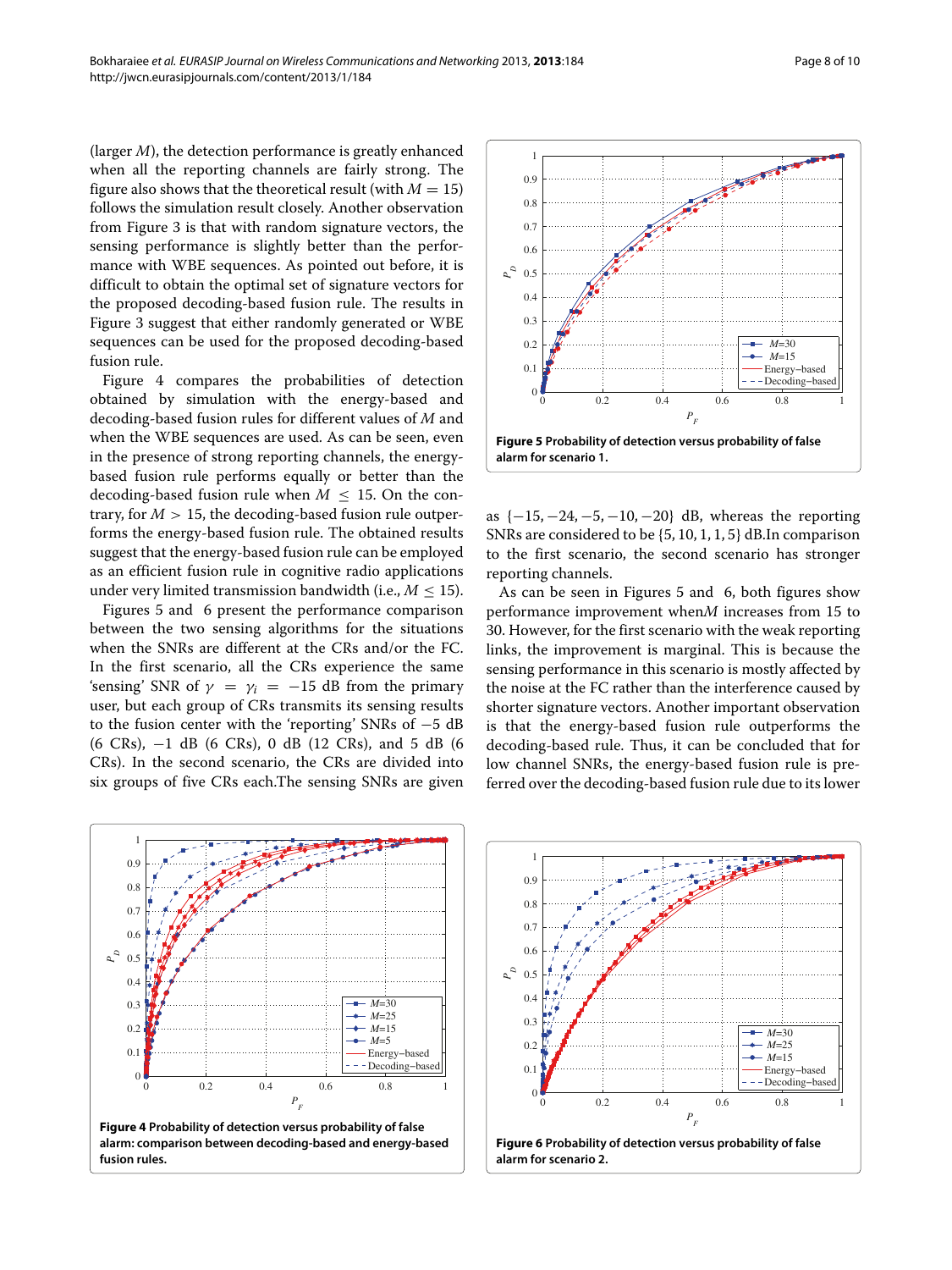(larger $M$), the detection performance is greatly enhanced when all the reporting channels are fairly strong. The figure also shows that the theoretical result (with $M = 15$) follows the simulation result closely. Another observation from Figure 3 is that with random signature vectors, the sensing performance is slightly better than the performance with WBE sequences. As pointed out before, it is difficult to obtain the optimal set of signature vectors for the proposed decoding-based fusion rule. The results in Figure 3 suggest that either randomly generated or WBE sequences can be used for the proposed decoding-based fusion rule.

Figure 4 compares the probabilities of detection obtained by simulation with the energy-based and decoding-based fusion rules for different values of $M$ and when the WBE sequences are used. As can be seen, even in the presence of strong reporting channels, the energy-based fusion rule performs equally or better than the decoding-based fusion rule when $M \leq 15$. On the contrary, for $M > 15$, the decoding-based fusion rule outperforms the energy-based fusion rule. The obtained results suggest that the energy-based fusion rule can be employed as an efficient fusion rule in cognitive radio applications under very limited transmission bandwidth (i.e., $M \leq 15$).

Figures 5 and 6 present the performance comparison between the two sensing algorithms for the situations when the SNRs are different at the CRs and/or the FC. In the first scenario, all the CRs experience the same 'sensing' SNR of $\gamma = \gamma_i = -15$ dB from the primary user, but each group of CRs transmits its sensing results to the fusion center with the 'reporting' SNRs of $-5$ dB (6 CRs), $-1$ dB (6 CRs), 0 dB (12 CRs), and 5 dB (6 CRs). In the second scenario, the CRs are divided into six groups of five CRs each.The sensing SNRs are given as $\{-15, -24, -5, -10, -20\}$ dB, whereas the reporting SNRs are considered to be $\{5, 10, 1, 1, 5\}$ dB.In comparison to the first scenario, the second scenario has stronger reporting channels.

**Figure 5** Probability of detection versus probability of false alarm for scenario 1.

As can be seen in Figures 5 and 6, both figures show performance improvement when$M$ increases from 15 to 30. However, for the first scenario with the weak reporting links, the improvement is marginal. This is because the sensing performance in this scenario is mostly affected by the noise at the FC rather than the interference caused by shorter signature vectors. Another important observation is that the energy-based fusion rule outperforms the decoding-based rule. Thus, it can be concluded that for low channel SNRs, the energy-based fusion rule is preferred over the decoding-based fusion rule due to its lower

**Figure 4** Probability of detection versus probability of false alarm: comparison between decoding-based and energy-based fusion rules.

**Figure 6** Probability of detection versus probability of false alarm for scenario 2.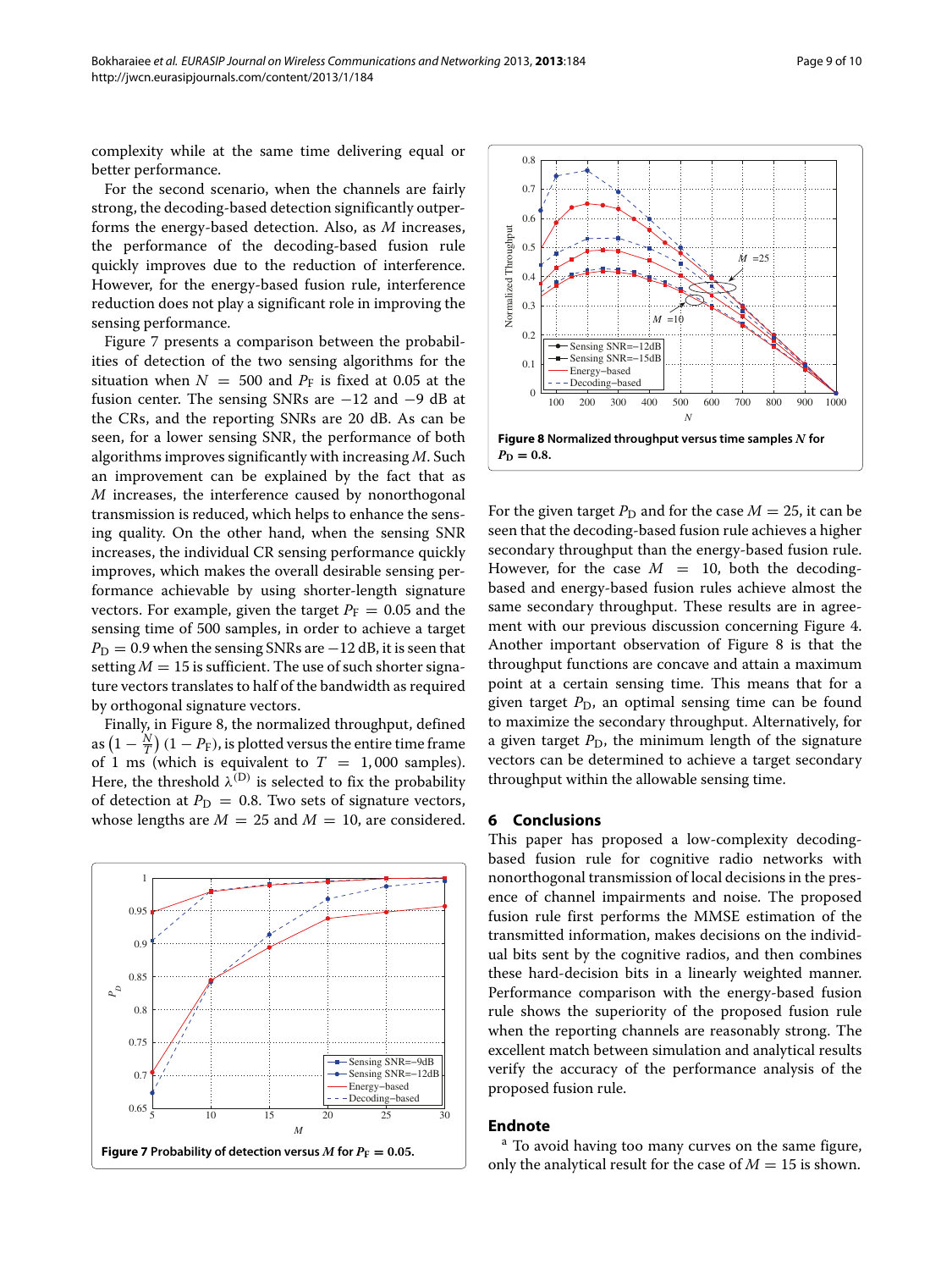complexity while at the same time delivering equal or better performance.

For the second scenario, when the channels are fairly strong, the decoding-based detection significantly outperforms the energy-based detection. Also, as $M$ increases, the performance of the decoding-based fusion rule quickly improves due to the reduction of interference. However, for the energy-based fusion rule, interference reduction does not play a significant role in improving the sensing performance.

Figure 7 presents a comparison between the probabilities of detection of the two sensing algorithms for the situation when $N = 500$ and $P_F$ is fixed at 0.05 at the fusion center. The sensing SNRs are −12 and −9 dB at the CRs, and the reporting SNRs are 20 dB. As can be seen, for a lower sensing SNR, the performance of both algorithms improves significantly with increasing $M$. Such an improvement can be explained by the fact that as $M$ increases, the interference caused by nonorthogonal transmission is reduced, which helps to enhance the sensing quality. On the other hand, when the sensing SNR increases, the individual CR sensing performance quickly improves, which makes the overall desirable sensing performance achievable by using shorter-length signature vectors. For example, given the target $P_F = 0.05$ and the sensing time of 500 samples, in order to achieve a target $P_D = 0.9$ when the sensing SNRs are −12 dB, it is seen that setting $M = 15$ is sufficient. The use of such shorter signature vectors translates to half of the bandwidth as required by orthogonal signature vectors.

Finally, in Figure 8, the normalized throughput, defined as $\left(1 - \frac{N}{T}\right)(1 - P_F)$, is plotted versus the entire time frame of 1 ms (which is equivalent to $T = 1,000$ samples). Here, the threshold $\lambda^{(D)}$ is selected to fix the probability of detection at $P_D = 0.8$. Two sets of signature vectors, whose lengths are $M = 25$ and $M = 10$, are considered.

**Figure 7** Probability of detection versus $M$ for $P_F = 0.05$.

**Figure 8** Normalized throughput versus time samples $N$ for $P_D = 0.8$.

For the given target $P_D$ and for the case $M = 25$, it can be seen that the decoding-based fusion rule achieves a higher secondary throughput than the energy-based fusion rule. However, for the case $M = 10$, both the decoding-based and energy-based fusion rules achieve almost the same secondary throughput. These results are in agreement with our previous discussion concerning Figure 4. Another important observation of Figure 8 is that the throughput functions are concave and attain a maximum point at a certain sensing time. This means that for a given target $P_D$, an optimal sensing time can be found to maximize the secondary throughput. Alternatively, for a given target $P_D$, the minimum length of the signature vectors can be determined to achieve a target secondary throughput within the allowable sensing time.

## 6 Conclusions

This paper has proposed a low-complexity decoding-based fusion rule for cognitive radio networks with nonorthogonal transmission of local decisions in the presence of channel impairments and noise. The proposed fusion rule first performs the MMSE estimation of the transmitted information, makes decisions on the individual bits sent by the cognitive radios, and then combines these hard-decision bits in a linearly weighted manner. Performance comparison with the energy-based fusion rule shows the superiority of the proposed fusion rule when the reporting channels are reasonably strong. The excellent match between simulation and analytical results verify the accuracy of the performance analysis of the proposed fusion rule.

## Endnote

[a] To avoid having too many curves on the same figure, only the analytical result for the case of $M = 15$ is shown.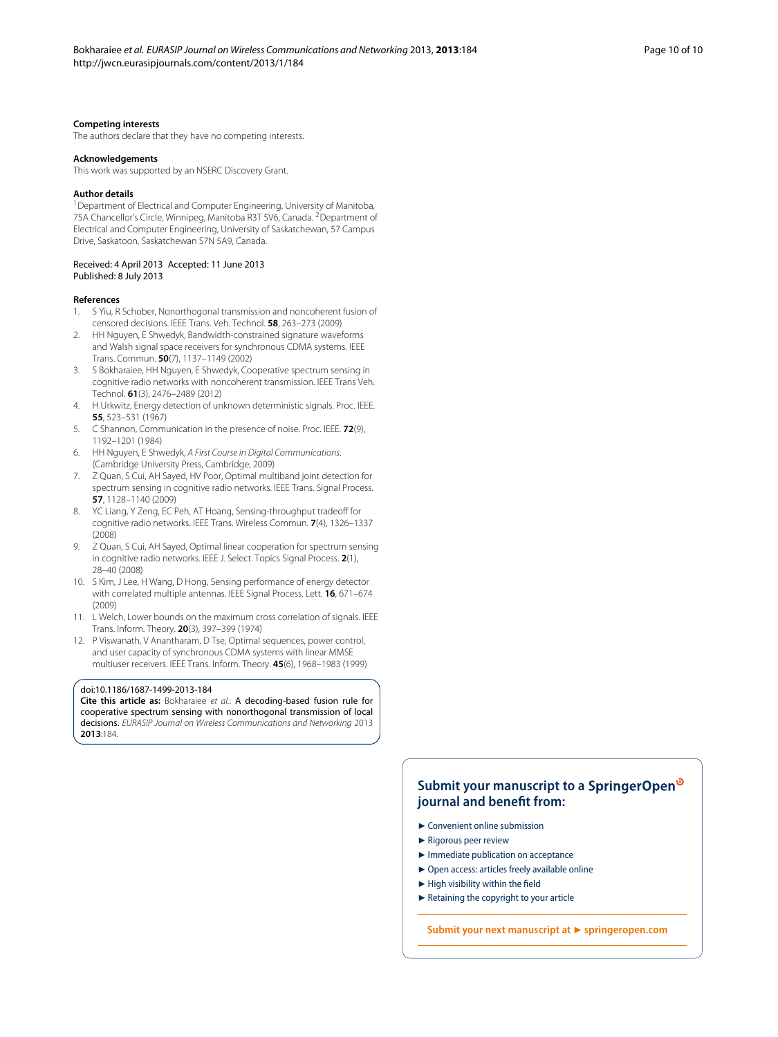**Competing interests**

The authors declare that they have no competing interests.

**Acknowledgements**

This work was supported by an NSERC Discovery Grant.

**Author details**

[1]Department of Electrical and Computer Engineering, University of Manitoba, 75A Chancellor's Circle, Winnipeg, Manitoba R3T 5V6, Canada. [2]Department of Electrical and Computer Engineering, University of Saskatchewan, 57 Campus Drive, Saskatoon, Saskatchewan S7N 5A9, Canada.

Received: 4 April 2013 Accepted: 11 June 2013
Published: 8 July 2013

**References**

1. S Yiu, R Schober, Nonorthogonal transmission and noncoherent fusion of censored decisions. IEEE Trans. Veh. Technol. **58**, 263–273 (2009)
2. HH Nguyen, E Shwedyk, Bandwidth-constrained signature waveforms and Walsh signal space receivers for synchronous CDMA systems. IEEE Trans. Commun. **50**(7), 1137–1149 (2002)
3. S Bokharaiee, HH Nguyen, E Shwedyk, Cooperative spectrum sensing in cognitive radio networks with noncoherent transmission. IEEE Trans Veh. Technol. **61**(3), 2476–2489 (2012)
4. H Urkwitz, Energy detection of unknown deterministic signals. Proc. IEEE. **55**, 523–531 (1967)
5. C Shannon, Communication in the presence of noise. Proc. IEEE. **72**(9), 1192–1201 (1984)
6. HH Nguyen, E Shwedyk, *A First Course in Digital Communications*. (Cambridge University Press, Cambridge, 2009)
7. Z Quan, S Cui, AH Sayed, HV Poor, Optimal multiband joint detection for spectrum sensing in cognitive radio networks. IEEE Trans. Signal Process. **57**, 1128–1140 (2009)
8. YC Liang, Y Zeng, EC Peh, AT Hoang, Sensing-throughput tradeoff for cognitive radio networks. IEEE Trans. Wireless Commun. **7**(4), 1326–1337 (2008)
9. Z Quan, S Cui, AH Sayed, Optimal linear cooperation for spectrum sensing in cognitive radio networks. IEEE J. Select. Topics Signal Process. **2**(1), 28–40 (2008)
10. S Kim, J Lee, H Wang, D Hong, Sensing performance of energy detector with correlated multiple antennas. IEEE Signal Process. Lett. **16**, 671–674 (2009)
11. L Welch, Lower bounds on the maximum cross correlation of signals. IEEE Trans. Inform. Theory. **20**(3), 397–399 (1974)
12. P Viswanath, V Anantharam, D Tse, Optimal sequences, power control, and user capacity of synchronous CDMA systems with linear MMSE multiuser receivers. IEEE Trans. Inform. Theory. **45**(6), 1968–1983 (1999)

doi:10.1186/1687-1499-2013-184
**Cite this article as:** Bokharaiee *et al.*: A decoding-based fusion rule for cooperative spectrum sensing with nonorthogonal transmission of local decisions. *EURASIP Journal on Wireless Communications and Networking* 2013 **2013**:184.

**Submit your manuscript to a SpringerOpen journal and benefit from:**

- Convenient online submission
- Rigorous peer review
- Immediate publication on acceptance
- Open access: articles freely available online
- High visibility within the field
- Retaining the copyright to your article

**Submit your next manuscript at ► springeropen.com**